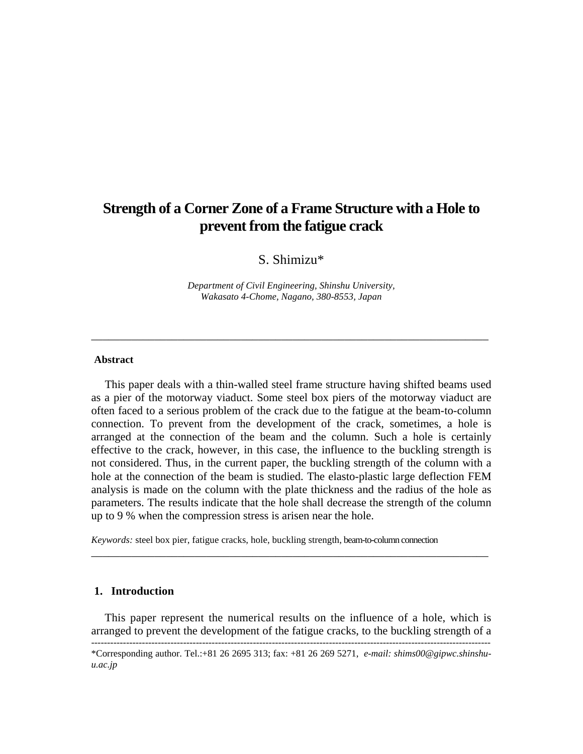# Strength of a Corner Zone of a Frame Structure with a Hole to prevent from the fatigue crack

S. Shimizu*

*Department of Civil Engineering, Shinshu University,*
*Wakasato 4-Chome, Nagano, 380-8553, Japan*

---

**Abstract**

This paper deals with a thin-walled steel frame structure having shifted beams used as a pier of the motorway viaduct. Some steel box piers of the motorway viaduct are often faced to a serious problem of the crack due to the fatigue at the beam-to-column connection. To prevent from the development of the crack, sometimes, a hole is arranged at the connection of the beam and the column. Such a hole is certainly effective to the crack, however, in this case, the influence to the buckling strength is not considered. Thus, in the current paper, the buckling strength of the column with a hole at the connection of the beam is studied. The elasto-plastic large deflection FEM analysis is made on the column with the plate thickness and the radius of the hole as parameters. The results indicate that the hole shall decrease the strength of the column up to 9 % when the compression stress is arisen near the hole.

*Keywords:* steel box pier, fatigue cracks, hole, buckling strength, beam-to-column connection

---

## 1. Introduction

This paper represent the numerical results on the influence of a hole, which is arranged to prevent the development of the fatigue cracks, to the buckling strength of a

---

*Corresponding author. Tel.:+81 26 2695 313; fax: +81 26 269 5271, *e-mail: shims00@gipwc.shinshu-u.ac.jp*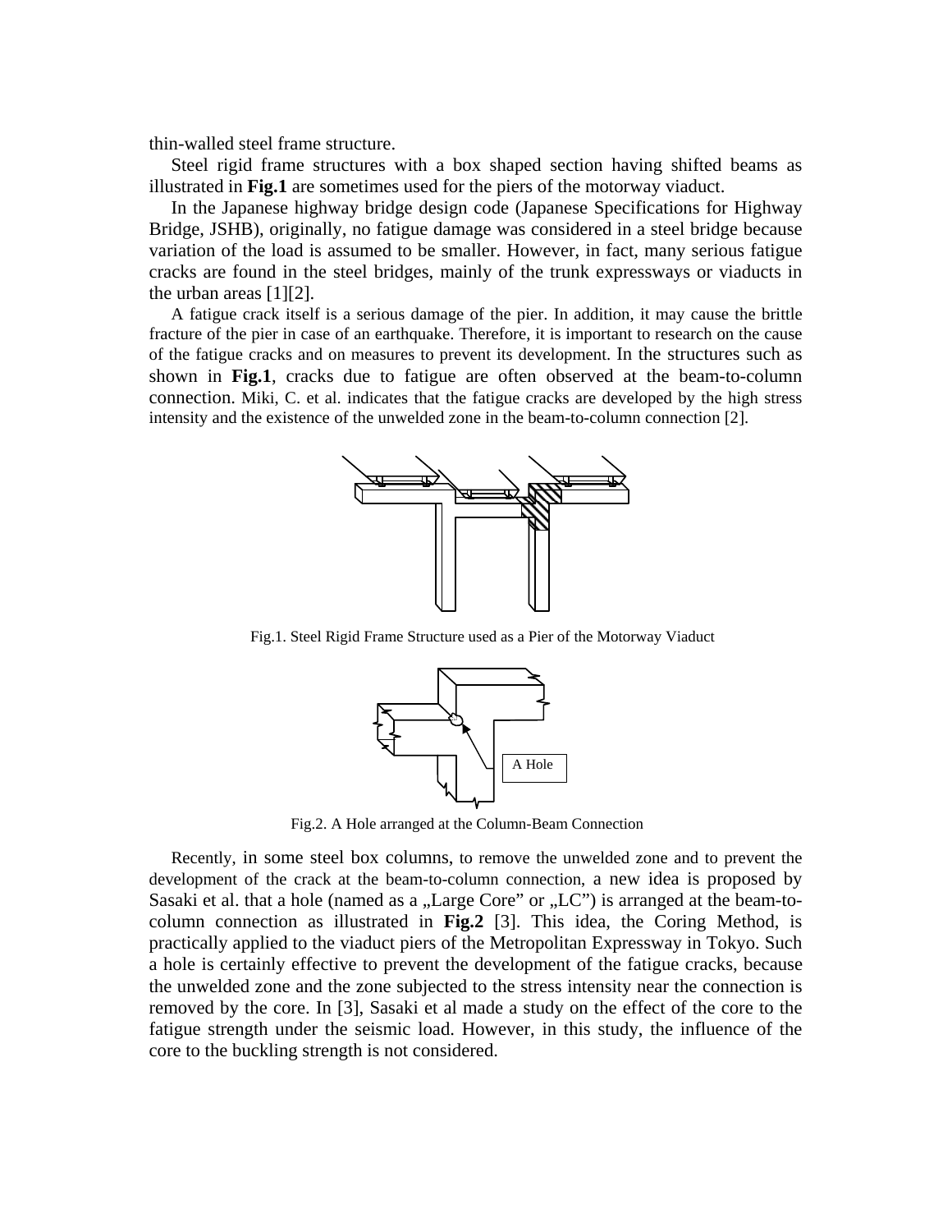thin-walled steel frame structure.

Steel rigid frame structures with a box shaped section having shifted beams as illustrated in **Fig.1** are sometimes used for the piers of the motorway viaduct.

In the Japanese highway bridge design code (Japanese Specifications for Highway Bridge, JSHB), originally, no fatigue damage was considered in a steel bridge because variation of the load is assumed to be smaller. However, in fact, many serious fatigue cracks are found in the steel bridges, mainly of the trunk expressways or viaducts in the urban areas [1][2].

A fatigue crack itself is a serious damage of the pier. In addition, it may cause the brittle fracture of the pier in case of an earthquake. Therefore, it is important to research on the cause of the fatigue cracks and on measures to prevent its development. In the structures such as shown in **Fig.1**, cracks due to fatigue are often observed at the beam-to-column connection. Miki, C. et al. indicates that the fatigue cracks are developed by the high stress intensity and the existence of the unwelded zone in the beam-to-column connection [2].

Fig.1. Steel Rigid Frame Structure used as a Pier of the Motorway Viaduct

A Hole

Fig.2. A Hole arranged at the Column-Beam Connection

Recently, in some steel box columns, to remove the unwelded zone and to prevent the development of the crack at the beam-to-column connection, a new idea is proposed by Sasaki et al. that a hole (named as a „Large Core" or „LC") is arranged at the beam-to-column connection as illustrated in **Fig.2** [3]. This idea, the Coring Method, is practically applied to the viaduct piers of the Metropolitan Expressway in Tokyo. Such a hole is certainly effective to prevent the development of the fatigue cracks, because the unwelded zone and the zone subjected to the stress intensity near the connection is removed by the core. In [3], Sasaki et al made a study on the effect of the core to the fatigue strength under the seismic load. However, in this study, the influence of the core to the buckling strength is not considered.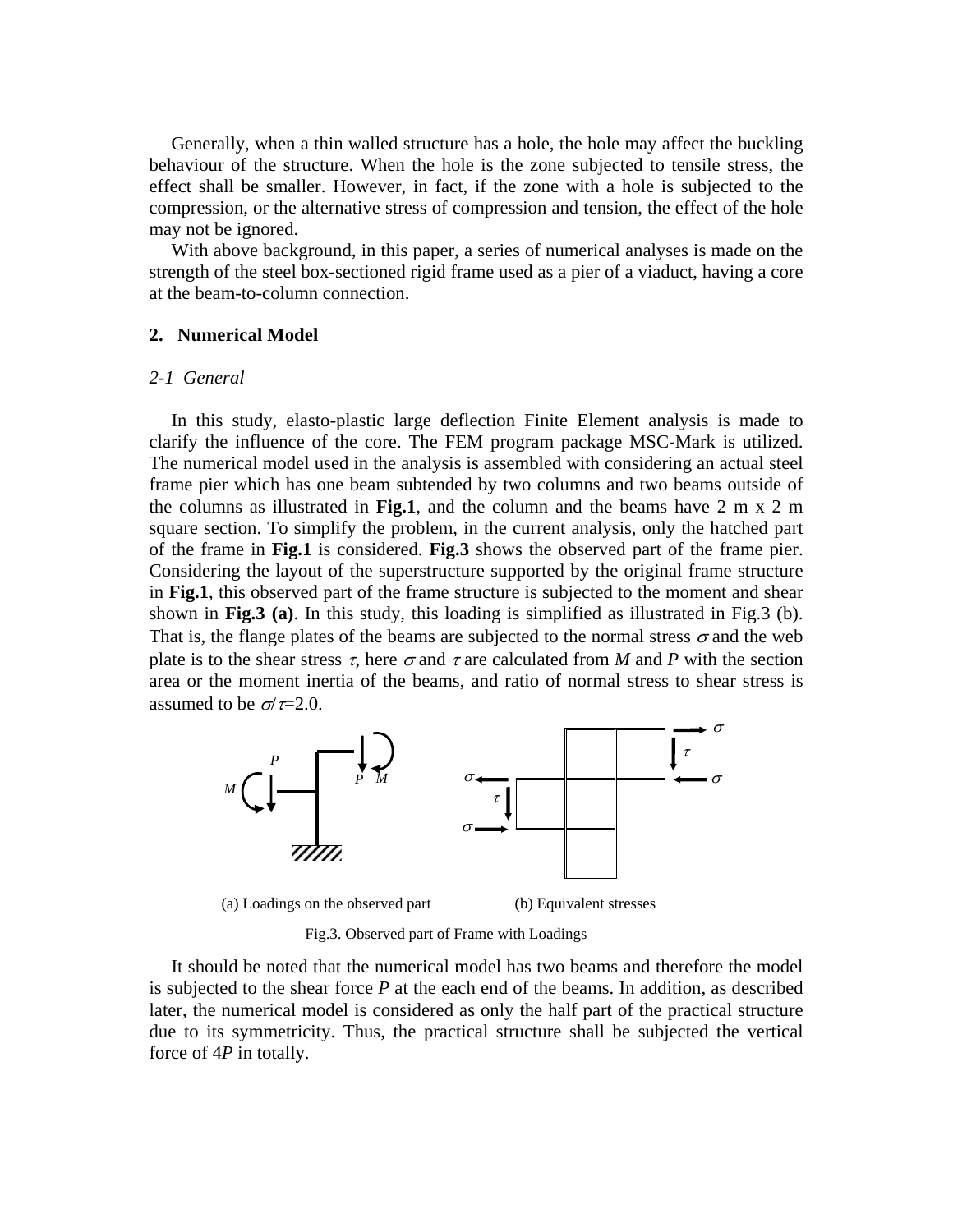Generally, when a thin walled structure has a hole, the hole may affect the buckling behaviour of the structure. When the hole is the zone subjected to tensile stress, the effect shall be smaller. However, in fact, if the zone with a hole is subjected to the compression, or the alternative stress of compression and tension, the effect of the hole may not be ignored.

With above background, in this paper, a series of numerical analyses is made on the strength of the steel box-sectioned rigid frame used as a pier of a viaduct, having a core at the beam-to-column connection.

## 2. Numerical Model

### *2-1 General*

In this study, elasto-plastic large deflection Finite Element analysis is made to clarify the influence of the core. The FEM program package MSC-Mark is utilized. The numerical model used in the analysis is assembled with considering an actual steel frame pier which has one beam subtended by two columns and two beams outside of the columns as illustrated in **Fig.1**, and the column and the beams have 2 m x 2 m square section. To simplify the problem, in the current analysis, only the hatched part of the frame in **Fig.1** is considered. **Fig.3** shows the observed part of the frame pier. Considering the layout of the superstructure supported by the original frame structure in **Fig.1**, this observed part of the frame structure is subjected to the moment and shear shown in **Fig.3 (a)**. In this study, this loading is simplified as illustrated in Fig.3 (b). That is, the flange plates of the beams are subjected to the normal stress $\sigma$ and the web plate is to the shear stress $\tau$, here $\sigma$ and $\tau$ are calculated from *M* and *P* with the section area or the moment inertia of the beams, and ratio of normal stress to shear stress is assumed to be $\sigma/\tau$=2.0.

(a) Loadings on the observed part (b) Equivalent stresses

Fig.3. Observed part of Frame with Loadings

It should be noted that the numerical model has two beams and therefore the model is subjected to the shear force *P* at the each end of the beams. In addition, as described later, the numerical model is considered as only the half part of the practical structure due to its symmetricity. Thus, the practical structure shall be subjected the vertical force of 4*P* in totally.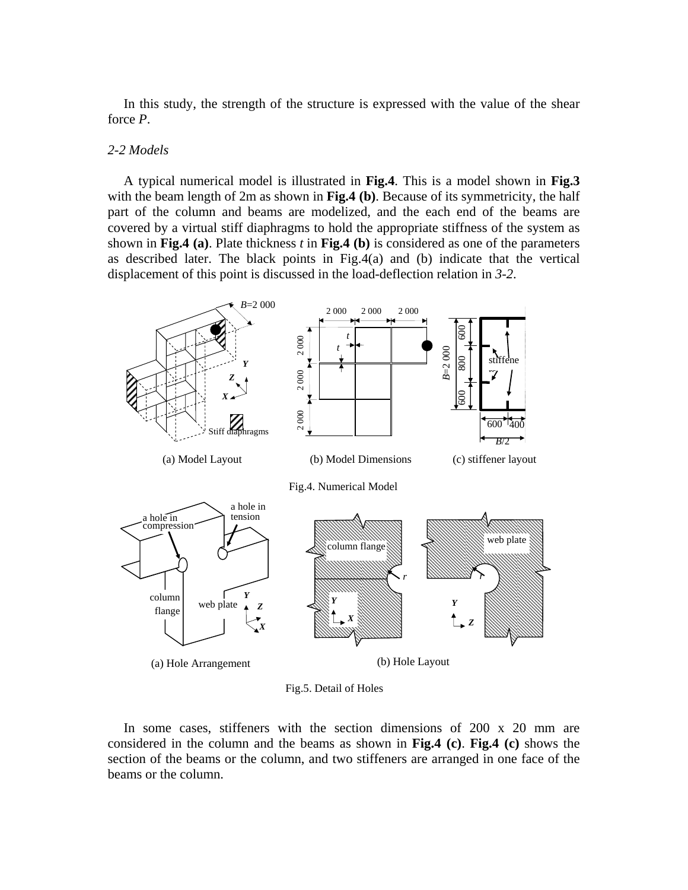In this study, the strength of the structure is expressed with the value of the shear force *P*.

*2-2 Models*

A typical numerical model is illustrated in **Fig.4**. This is a model shown in **Fig.3** with the beam length of 2m as shown in **Fig.4 (b)**. Because of its symmetricity, the half part of the column and beams are modelized, and the each end of the beams are covered by a virtual stiff diaphragms to hold the appropriate stiffness of the system as shown in **Fig.4 (a)**. Plate thickness *t* in **Fig.4 (b)** is considered as one of the parameters as described later. The black points in Fig.4(a) and (b) indicate that the vertical displacement of this point is discussed in the load-deflection relation in *3-2*.

(a) Model Layout (b) Model Dimensions (c) stiffener layout

Fig.4. Numerical Model

(a) Hole Arrangement (b) Hole Layout

Fig.5. Detail of Holes

In some cases, stiffeners with the section dimensions of 200 x 20 mm are considered in the column and the beams as shown in **Fig.4 (c)**. **Fig.4 (c)** shows the section of the beams or the column, and two stiffeners are arranged in one face of the beams or the column.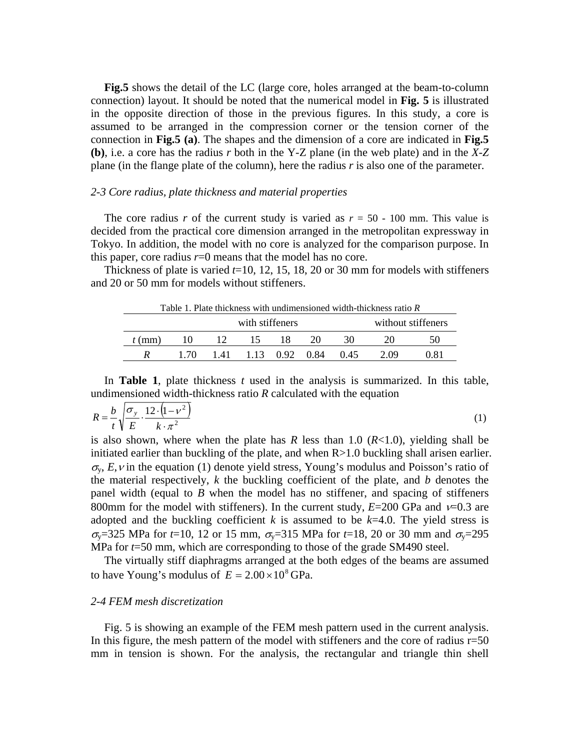**Fig.5** shows the detail of the LC (large core, holes arranged at the beam-to-column connection) layout. It should be noted that the numerical model in **Fig. 5** is illustrated in the opposite direction of those in the previous figures. In this study, a core is assumed to be arranged in the compression corner or the tension corner of the connection in **Fig.5 (a)**. The shapes and the dimension of a core are indicated in **Fig.5 (b)**, i.e. a core has the radius $r$ both in the Y-Z plane (in the web plate) and in the $X$-$Z$ plane (in the flange plate of the column), here the radius $r$ is also one of the parameter.

### *2-3 Core radius, plate thickness and material properties*

The core radius $r$ of the current study is varied as $r$ = 50 - 100 mm. This value is decided from the practical core dimension arranged in the metropolitan expressway in Tokyo. In addition, the model with no core is analyzed for the comparison purpose. In this paper, core radius $r$=0 means that the model has no core.

Thickness of plate is varied $t$=10, 12, 15, 18, 20 or 30 mm for models with stiffeners and 20 or 50 mm for models without stiffeners.

Table 1. Plate thickness with undimensioned width-thickness ratio $R$

| | with stiffeners | | | | | | without stiffeners | |
|---|---|---|---|---|---|---|---|---|
| $t$ (mm) | 10 | 12 | 15 | 18 | 20 | 30 | 20 | 50 |
| $R$ | 1.70 | 1.41 | 1.13 | 0.92 | 0.84 | 0.45 | 2.09 | 0.81 |

In **Table 1**, plate thickness $t$ used in the analysis is summarized. In this table, undimensioned width-thickness ratio $R$ calculated with the equation

$$R = \frac{b}{t}\sqrt{\frac{\sigma_y}{E} \cdot \frac{12 \cdot (1-\nu^2)}{k \cdot \pi^2}} \tag{1}$$

is also shown, where when the plate has $R$ less than 1.0 ($R$<1.0), yielding shall be initiated earlier than buckling of the plate, and when R>1.0 buckling shall arisen earlier. $\sigma_y$, $E$, $\nu$ in the equation (1) denote yield stress, Young's modulus and Poisson's ratio of the material respectively, $k$ the buckling coefficient of the plate, and $b$ denotes the panel width (equal to $B$ when the model has no stiffener, and spacing of stiffeners 800mm for the model with stiffeners). In the current study, $E$=200 GPa and $\nu$=0.3 are adopted and the buckling coefficient $k$ is assumed to be $k$=4.0. The yield stress is $\sigma_y$=325 MPa for $t$=10, 12 or 15 mm, $\sigma_y$=315 MPa for $t$=18, 20 or 30 mm and $\sigma_y$=295 MPa for $t$=50 mm, which are corresponding to those of the grade SM490 steel.

The virtually stiff diaphragms arranged at the both edges of the beams are assumed to have Young's modulus of $E = 2.00 \times 10^8$ GPa.

### *2-4 FEM mesh discretization*

Fig. 5 is showing an example of the FEM mesh pattern used in the current analysis. In this figure, the mesh pattern of the model with stiffeners and the core of radius r=50 mm in tension is shown. For the analysis, the rectangular and triangle thin shell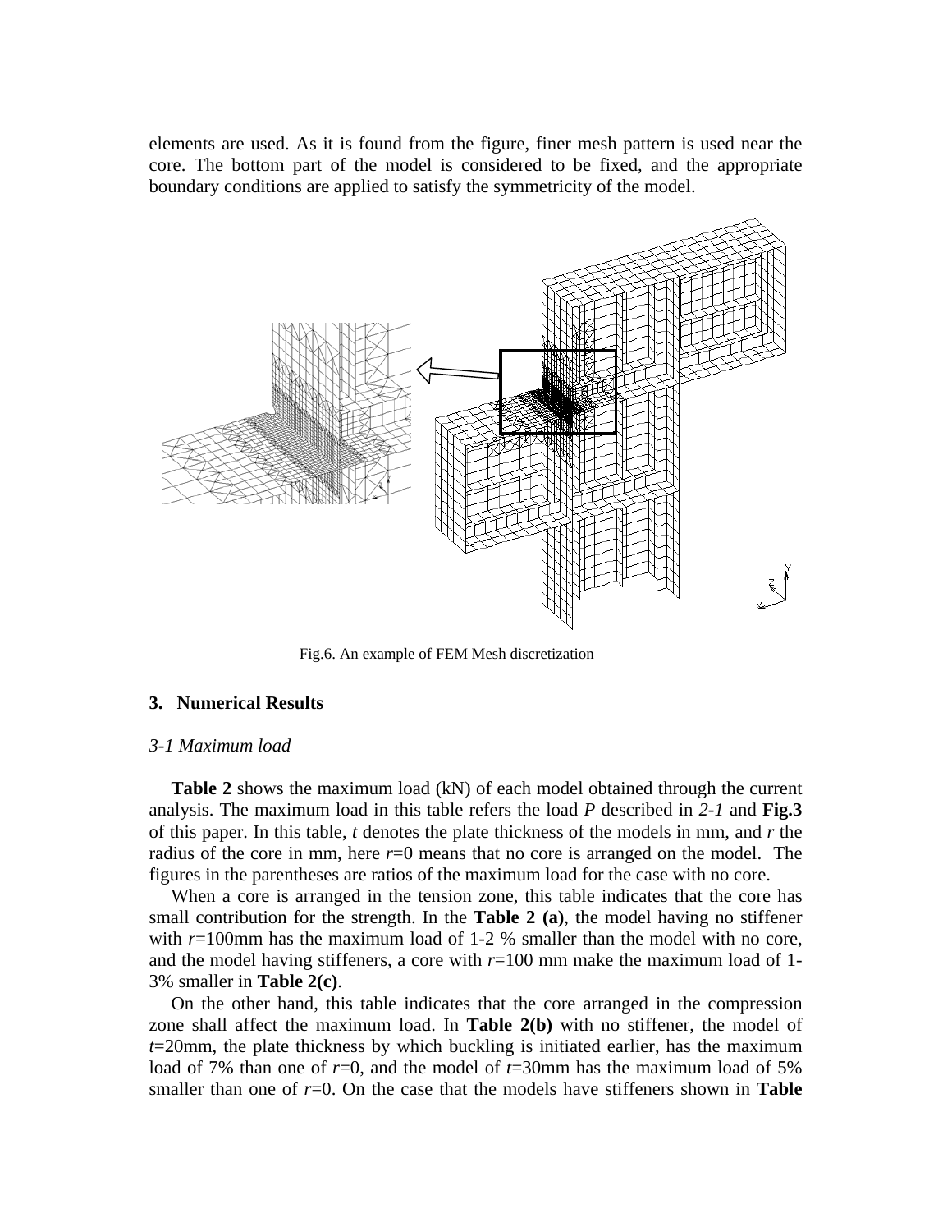elements are used. As it is found from the figure, finer mesh pattern is used near the core. The bottom part of the model is considered to be fixed, and the appropriate boundary conditions are applied to satisfy the symmetricity of the model.

Fig.6. An example of FEM Mesh discretization

## 3. Numerical Results

### *3-1 Maximum load*

**Table 2** shows the maximum load (kN) of each model obtained through the current analysis. The maximum load in this table refers the load *P* described in *2-1* and **Fig.3** of this paper. In this table, *t* denotes the plate thickness of the models in mm, and *r* the radius of the core in mm, here *r*=0 means that no core is arranged on the model. The figures in the parentheses are ratios of the maximum load for the case with no core.

When a core is arranged in the tension zone, this table indicates that the core has small contribution for the strength. In the **Table 2 (a)**, the model having no stiffener with *r*=100mm has the maximum load of 1-2 % smaller than the model with no core, and the model having stiffeners, a core with *r*=100 mm make the maximum load of 1-3% smaller in **Table 2(c)**.

On the other hand, this table indicates that the core arranged in the compression zone shall affect the maximum load. In **Table 2(b)** with no stiffener, the model of *t*=20mm, the plate thickness by which buckling is initiated earlier, has the maximum load of 7% than one of *r*=0, and the model of *t*=30mm has the maximum load of 5% smaller than one of *r*=0. On the case that the models have stiffeners shown in **Table**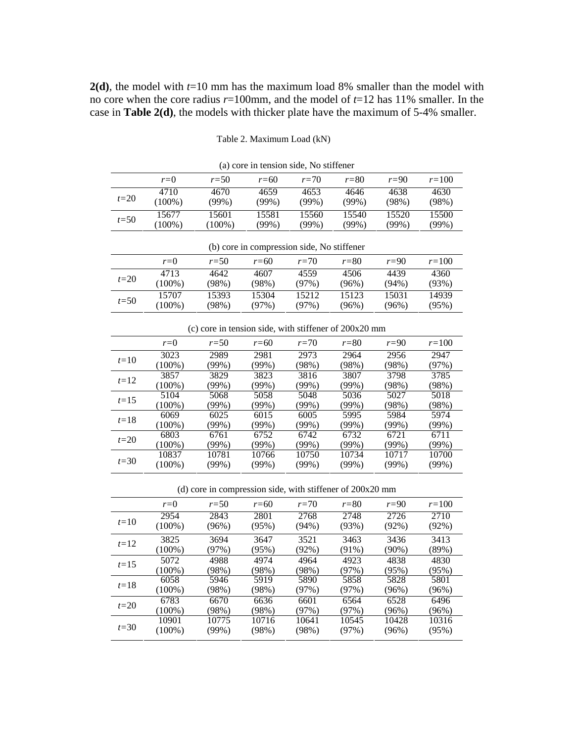**2(d)**, the model with $t$=10 mm has the maximum load 8% smaller than the model with no core when the core radius $r$=100mm, and the model of $t$=12 has 11% smaller. In the case in **Table 2(d)**, the models with thicker plate have the maximum of 5-4% smaller.

Table 2. Maximum Load (kN)

(a) core in tension side, No stiffener

| | $r$=0 | $r$=50 | $r$=60 | $r$=70 | $r$=80 | $r$=90 | $r$=100 |
|---|---|---|---|---|---|---|---|
| $t$=20 | 4710 (100%) | 4670 (99%) | 4659 (99%) | 4653 (99%) | 4646 (99%) | 4638 (98%) | 4630 (98%) |
| $t$=50 | 15677 (100%) | 15601 (100%) | 15581 (99%) | 15560 (99%) | 15540 (99%) | 15520 (99%) | 15500 (99%) |

(b) core in compression side, No stiffener

| | $r$=0 | $r$=50 | $r$=60 | $r$=70 | $r$=80 | $r$=90 | $r$=100 |
|---|---|---|---|---|---|---|---|
| $t$=20 | 4713 (100%) | 4642 (98%) | 4607 (98%) | 4559 (97%) | 4506 (96%) | 4439 (94%) | 4360 (93%) |
| $t$=50 | 15707 (100%) | 15393 (98%) | 15304 (97%) | 15212 (97%) | 15123 (96%) | 15031 (96%) | 14939 (95%) |

(c) core in tension side, with stiffener of 200x20 mm

| | $r$=0 | $r$=50 | $r$=60 | $r$=70 | $r$=80 | $r$=90 | $r$=100 |
|---|---|---|---|---|---|---|---|
| $t$=10 | 3023 (100%) | 2989 (99%) | 2981 (99%) | 2973 (98%) | 2964 (98%) | 2956 (98%) | 2947 (97%) |
| $t$=12 | 3857 (100%) | 3829 (99%) | 3823 (99%) | 3816 (99%) | 3807 (99%) | 3798 (98%) | 3785 (98%) |
| $t$=15 | 5104 (100%) | 5068 (99%) | 5058 (99%) | 5048 (99%) | 5036 (99%) | 5027 (98%) | 5018 (98%) |
| $t$=18 | 6069 (100%) | 6025 (99%) | 6015 (99%) | 6005 (99%) | 5995 (99%) | 5984 (99%) | 5974 (99%) |
| $t$=20 | 6803 (100%) | 6761 (99%) | 6752 (99%) | 6742 (99%) | 6732 (99%) | 6721 (99%) | 6711 (99%) |
| $t$=30 | 10837 (100%) | 10781 (99%) | 10766 (99%) | 10750 (99%) | 10734 (99%) | 10717 (99%) | 10700 (99%) |

(d) core in compression side, with stiffener of 200x20 mm

| | $r$=0 | $r$=50 | $r$=60 | $r$=70 | $r$=80 | $r$=90 | $r$=100 |
|---|---|---|---|---|---|---|---|
| $t$=10 | 2954 (100%) | 2843 (96%) | 2801 (95%) | 2768 (94%) | 2748 (93%) | 2726 (92%) | 2710 (92%) |
| $t$=12 | 3825 (100%) | 3694 (97%) | 3647 (95%) | 3521 (92%) | 3463 (91%) | 3436 (90%) | 3413 (89%) |
| $t$=15 | 5072 (100%) | 4988 (98%) | 4974 (98%) | 4964 (98%) | 4923 (97%) | 4838 (95%) | 4830 (95%) |
| $t$=18 | 6058 (100%) | 5946 (98%) | 5919 (98%) | 5890 (97%) | 5858 (97%) | 5828 (96%) | 5801 (96%) |
| $t$=20 | 6783 (100%) | 6670 (98%) | 6636 (98%) | 6601 (97%) | 6564 (97%) | 6528 (96%) | 6496 (96%) |
| $t$=30 | 10901 (100%) | 10775 (99%) | 10716 (98%) | 10641 (98%) | 10545 (97%) | 10428 (96%) | 10316 (95%) |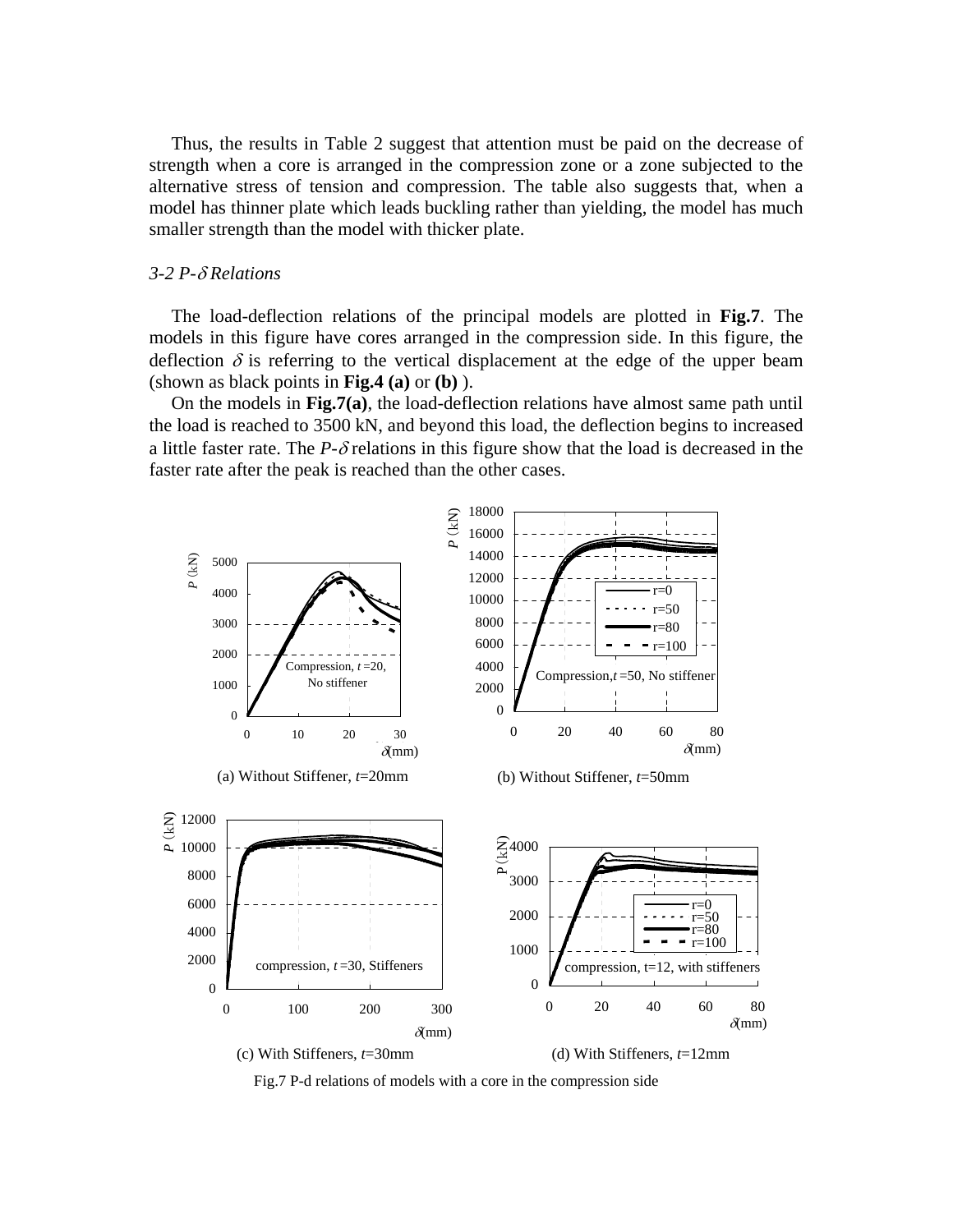Thus, the results in Table 2 suggest that attention must be paid on the decrease of strength when a core is arranged in the compression zone or a zone subjected to the alternative stress of tension and compression. The table also suggests that, when a model has thinner plate which leads buckling rather than yielding, the model has much smaller strength than the model with thicker plate.

### *3-2 P-$\delta$ Relations*

The load-deflection relations of the principal models are plotted in **Fig.7**. The models in this figure have cores arranged in the compression side. In this figure, the deflection $\delta$ is referring to the vertical displacement at the edge of the upper beam (shown as black points in **Fig.4 (a)** or **(b)** ).

On the models in **Fig.7(a)**, the load-deflection relations have almost same path until the load is reached to 3500 kN, and beyond this load, the deflection begins to increased a little faster rate. The *P*-$\delta$ relations in this figure show that the load is decreased in the faster rate after the peak is reached than the other cases.

(a) Without Stiffener, *t*=20mm

(b) Without Stiffener, *t*=50mm

(c) With Stiffeners, *t*=30mm

(d) With Stiffeners, *t*=12mm

Fig.7 P-d relations of models with a core in the compression side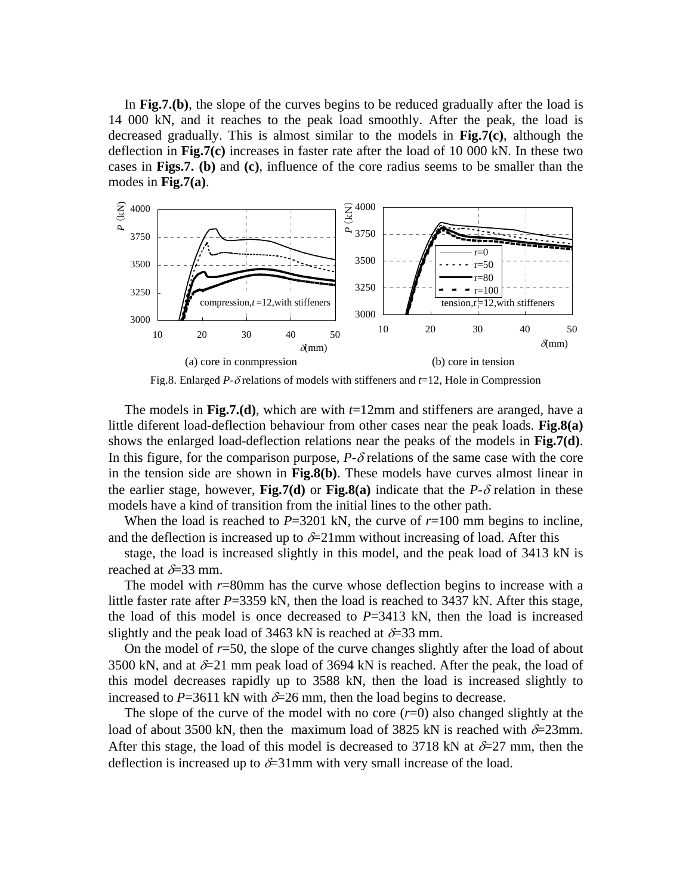In **Fig.7.(b)**, the slope of the curves begins to be reduced gradually after the load is 14 000 kN, and it reaches to the peak load smoothly. After the peak, the load is decreased gradually. This is almost similar to the models in **Fig.7(c)**, although the deflection in **Fig.7(c)** increases in faster rate after the load of 10 000 kN. In these two cases in **Figs.7. (b)** and **(c)**, influence of the core radius seems to be smaller than the modes in **Fig.7(a)**.

(a) core in conmpression (b) core in tension

Fig.8. Enlarged $P$-$\delta$ relations of models with stiffeners and $t$=12, Hole in Compression

The models in **Fig.7.(d)**, which are with $t$=12mm and stiffeners are aranged, have a little diferent load-deflection behaviour from other cases near the peak loads. **Fig.8(a)** shows the enlarged load-deflection relations near the peaks of the models in **Fig.7(d)**. In this figure, for the comparison purpose, $P$-$\delta$ relations of the same case with the core in the tension side are shown in **Fig.8(b)**. These models have curves almost linear in the earlier stage, however, **Fig.7(d)** or **Fig.8(a)** indicate that the $P$-$\delta$ relation in these models have a kind of transition from the initial lines to the other path.

When the load is reached to $P$=3201 kN, the curve of $r$=100 mm begins to incline, and the deflection is increased up to $\delta$=21mm without increasing of load. After this

stage, the load is increased slightly in this model, and the peak load of 3413 kN is reached at $\delta$=33 mm.

The model with $r$=80mm has the curve whose deflection begins to increase with a little faster rate after $P$=3359 kN, then the load is reached to 3437 kN. After this stage, the load of this model is once decreased to $P$=3413 kN, then the load is increased slightly and the peak load of 3463 kN is reached at $\delta$=33 mm.

On the model of $r$=50, the slope of the curve changes slightly after the load of about 3500 kN, and at $\delta$=21 mm peak load of 3694 kN is reached. After the peak, the load of this model decreases rapidly up to 3588 kN, then the load is increased slightly to increased to $P$=3611 kN with $\delta$=26 mm, then the load begins to decrease.

The slope of the curve of the model with no core ($r$=0) also changed slightly at the load of about 3500 kN, then the maximum load of 3825 kN is reached with $\delta$=23mm. After this stage, the load of this model is decreased to 3718 kN at $\delta$=27 mm, then the deflection is increased up to $\delta$=31mm with very small increase of the load.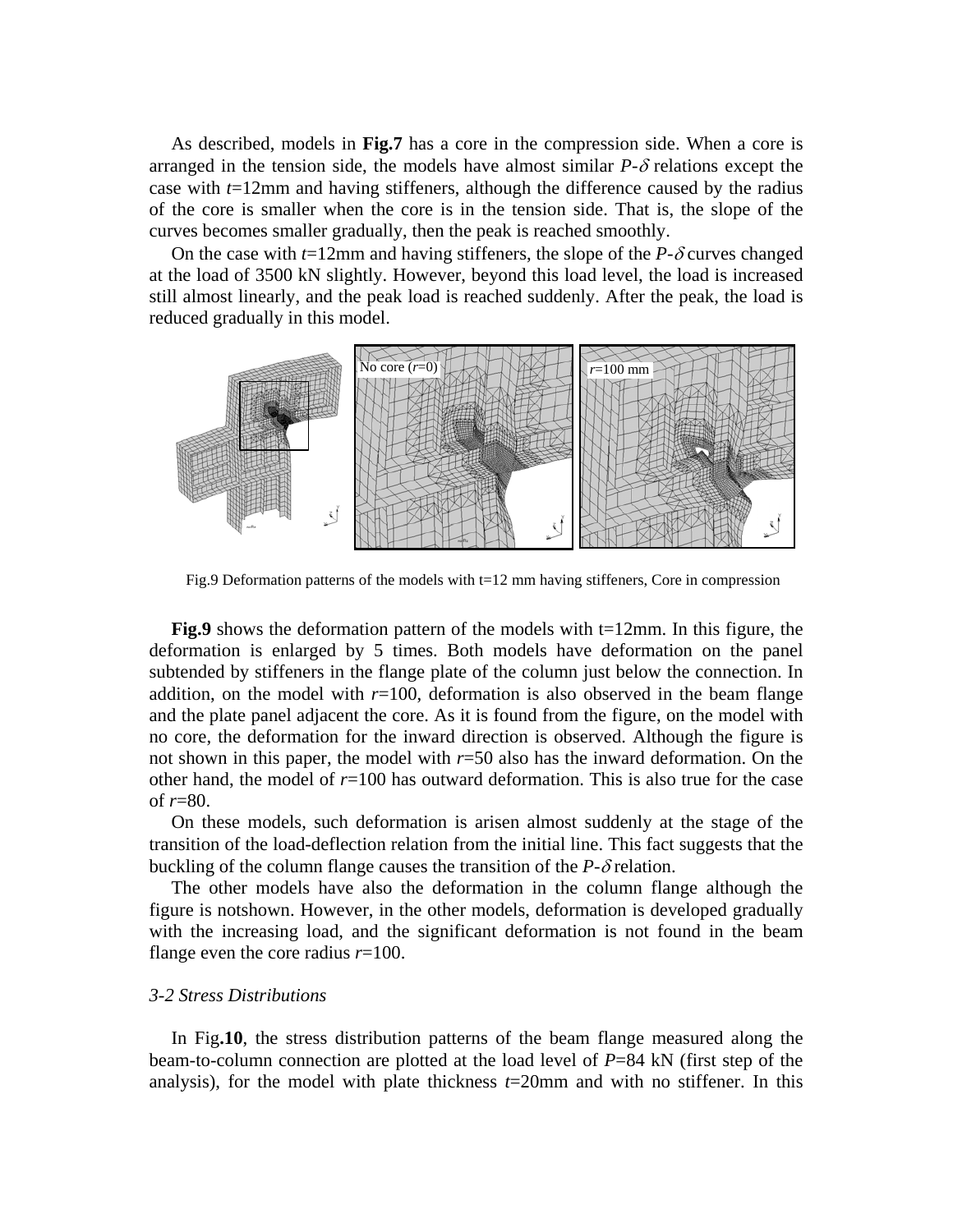As described, models in **Fig.7** has a core in the compression side. When a core is arranged in the tension side, the models have almost similar $P$-$\delta$ relations except the case with $t$=12mm and having stiffeners, although the difference caused by the radius of the core is smaller when the core is in the tension side. That is, the slope of the curves becomes smaller gradually, then the peak is reached smoothly.

On the case with $t$=12mm and having stiffeners, the slope of the $P$-$\delta$ curves changed at the load of 3500 kN slightly. However, beyond this load level, the load is increased still almost linearly, and the peak load is reached suddenly. After the peak, the load is reduced gradually in this model.

Fig.9 Deformation patterns of the models with t=12 mm having stiffeners, Core in compression

**Fig.9** shows the deformation pattern of the models with t=12mm. In this figure, the deformation is enlarged by 5 times. Both models have deformation on the panel subtended by stiffeners in the flange plate of the column just below the connection. In addition, on the model with $r$=100, deformation is also observed in the beam flange and the plate panel adjacent the core. As it is found from the figure, on the model with no core, the deformation for the inward direction is observed. Although the figure is not shown in this paper, the model with $r$=50 also has the inward deformation. On the other hand, the model of $r$=100 has outward deformation. This is also true for the case of $r$=80.

On these models, such deformation is arisen almost suddenly at the stage of the transition of the load-deflection relation from the initial line. This fact suggests that the buckling of the column flange causes the transition of the $P$-$\delta$ relation.

The other models have also the deformation in the column flange although the figure is notshown. However, in the other models, deformation is developed gradually with the increasing load, and the significant deformation is not found in the beam flange even the core radius $r$=100.

*3-2 Stress Distributions*

In Fig.**10**, the stress distribution patterns of the beam flange measured along the beam-to-column connection are plotted at the load level of $P$=84 kN (first step of the analysis), for the model with plate thickness $t$=20mm and with no stiffener. In this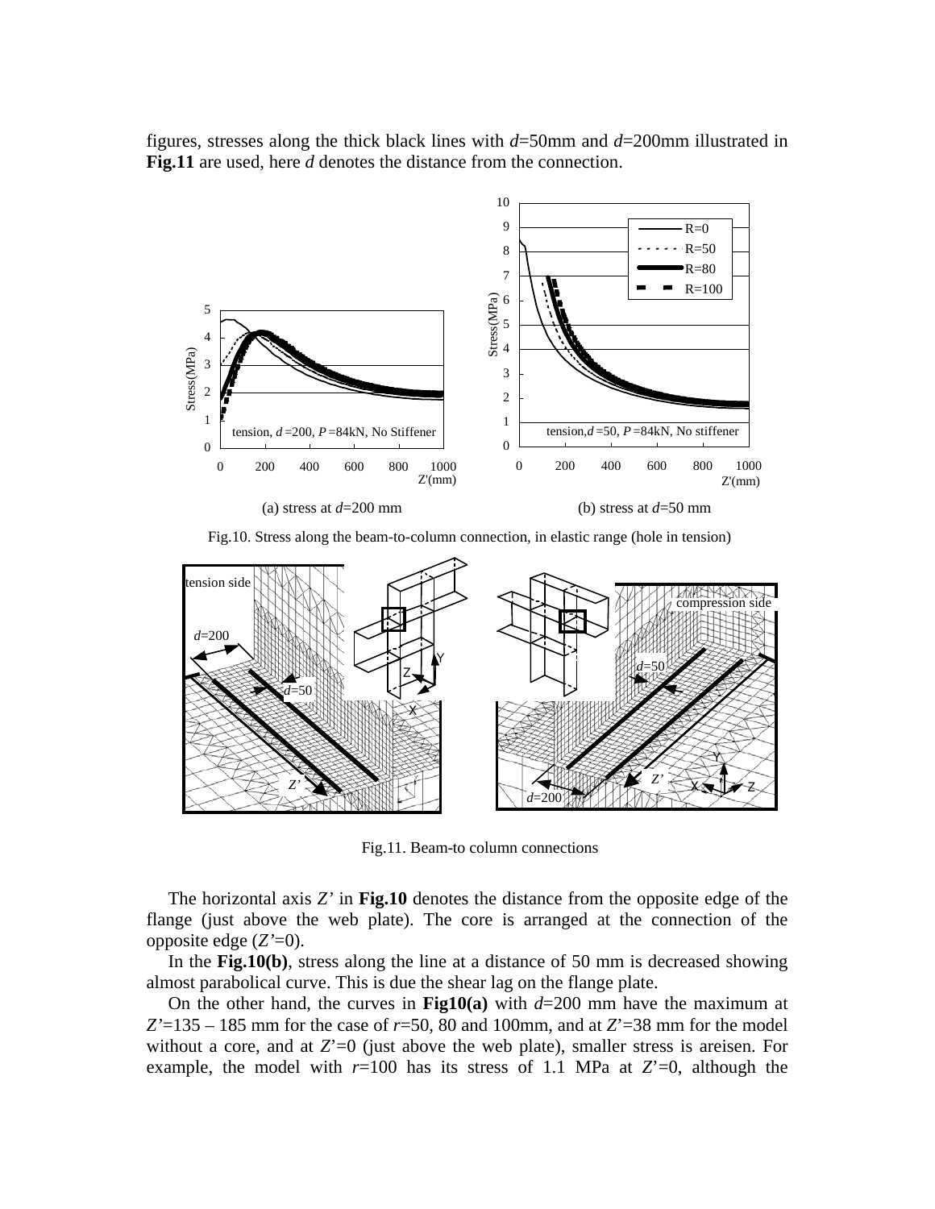figures, stresses along the thick black lines with $d$=50mm and $d$=200mm illustrated in **Fig.11** are used, here $d$ denotes the distance from the connection.

(a) stress at $d$=200 mm　　　(b) stress at $d$=50 mm

Fig.10. Stress along the beam-to-column connection, in elastic range (hole in tension)

Fig.11. Beam-to column connections

The horizontal axis $Z'$ in **Fig.10** denotes the distance from the opposite edge of the flange (just above the web plate). The core is arranged at the connection of the opposite edge ($Z'$=0).

In the **Fig.10(b)**, stress along the line at a distance of 50 mm is decreased showing almost parabolical curve. This is due the shear lag on the flange plate.

On the other hand, the curves in **Fig10(a)** with $d$=200 mm have the maximum at $Z'$=135 – 185 mm for the case of $r$=50, 80 and 100mm, and at $Z'$=38 mm for the model without a core, and at $Z'$=0 (just above the web plate), smaller stress is areisen. For example, the model with $r$=100 has its stress of 1.1 MPa at $Z'$=0, although the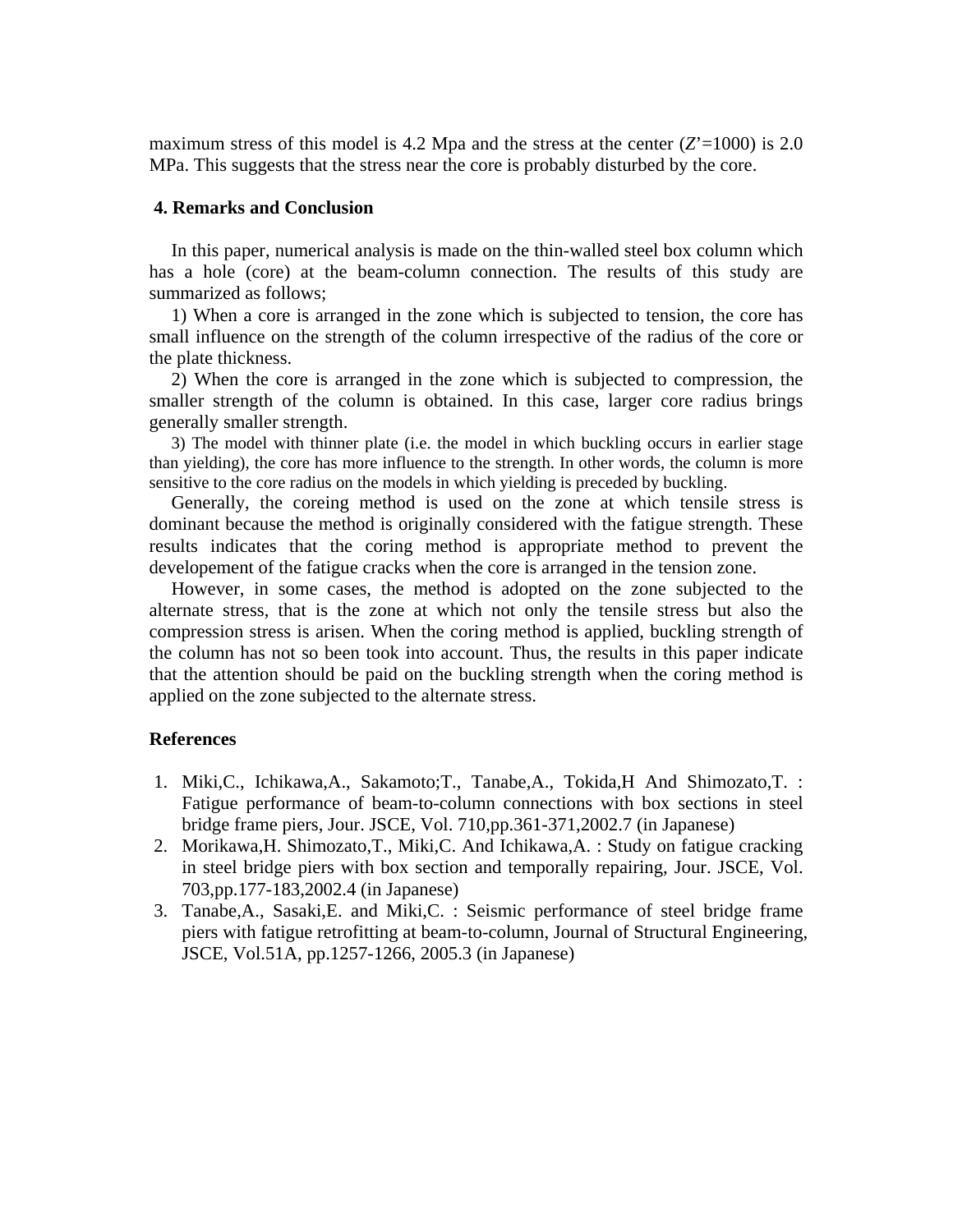maximum stress of this model is 4.2 Mpa and the stress at the center ($Z'$=1000) is 2.0 MPa. This suggests that the stress near the core is probably disturbed by the core.

## 4. Remarks and Conclusion

In this paper, numerical analysis is made on the thin-walled steel box column which has a hole (core) at the beam-column connection. The results of this study are summarized as follows;

1) When a core is arranged in the zone which is subjected to tension, the core has small influence on the strength of the column irrespective of the radius of the core or the plate thickness.

2) When the core is arranged in the zone which is subjected to compression, the smaller strength of the column is obtained. In this case, larger core radius brings generally smaller strength.

3) The model with thinner plate (i.e. the model in which buckling occurs in earlier stage than yielding), the core has more influence to the strength. In other words, the column is more sensitive to the core radius on the models in which yielding is preceded by buckling.

Generally, the coreing method is used on the zone at which tensile stress is dominant because the method is originally considered with the fatigue strength. These results indicates that the coring method is appropriate method to prevent the developement of the fatigue cracks when the core is arranged in the tension zone.

However, in some cases, the method is adopted on the zone subjected to the alternate stress, that is the zone at which not only the tensile stress but also the compression stress is arisen. When the coring method is applied, buckling strength of the column has not so been took into account. Thus, the results in this paper indicate that the attention should be paid on the buckling strength when the coring method is applied on the zone subjected to the alternate stress.

## References

1. Miki,C., Ichikawa,A., Sakamoto;T., Tanabe,A., Tokida,H And Shimozato,T. : Fatigue performance of beam-to-column connections with box sections in steel bridge frame piers, Jour. JSCE, Vol. 710,pp.361-371,2002.7 (in Japanese)
2. Morikawa,H. Shimozato,T., Miki,C. And Ichikawa,A. : Study on fatigue cracking in steel bridge piers with box section and temporally repairing, Jour. JSCE, Vol. 703,pp.177-183,2002.4 (in Japanese)
3. Tanabe,A., Sasaki,E. and Miki,C. : Seismic performance of steel bridge frame piers with fatigue retrofitting at beam-to-column, Journal of Structural Engineering, JSCE, Vol.51A, pp.1257-1266, 2005.3 (in Japanese)